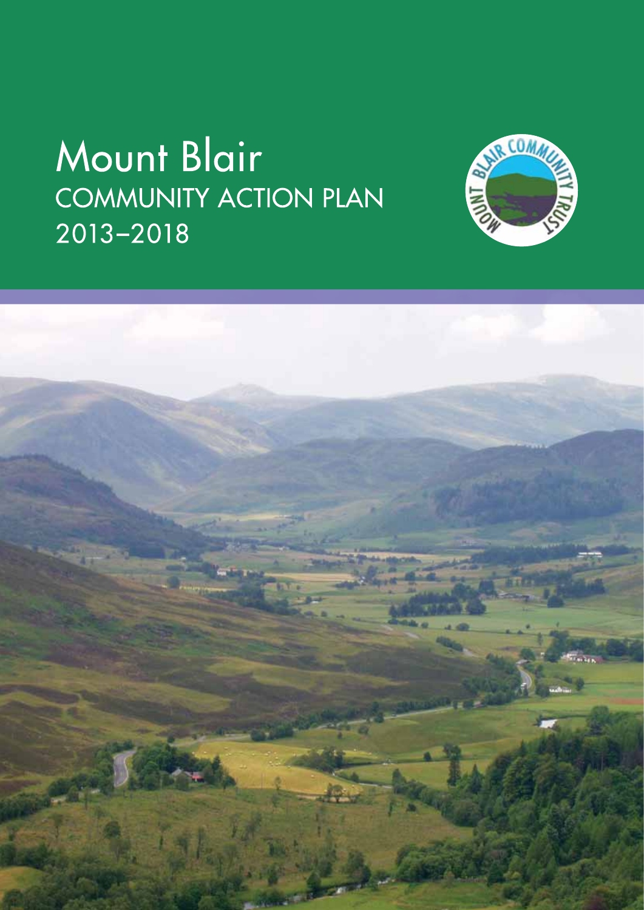# Mount Blair
## COMMUNITY ACTION PLAN
## 2013–2018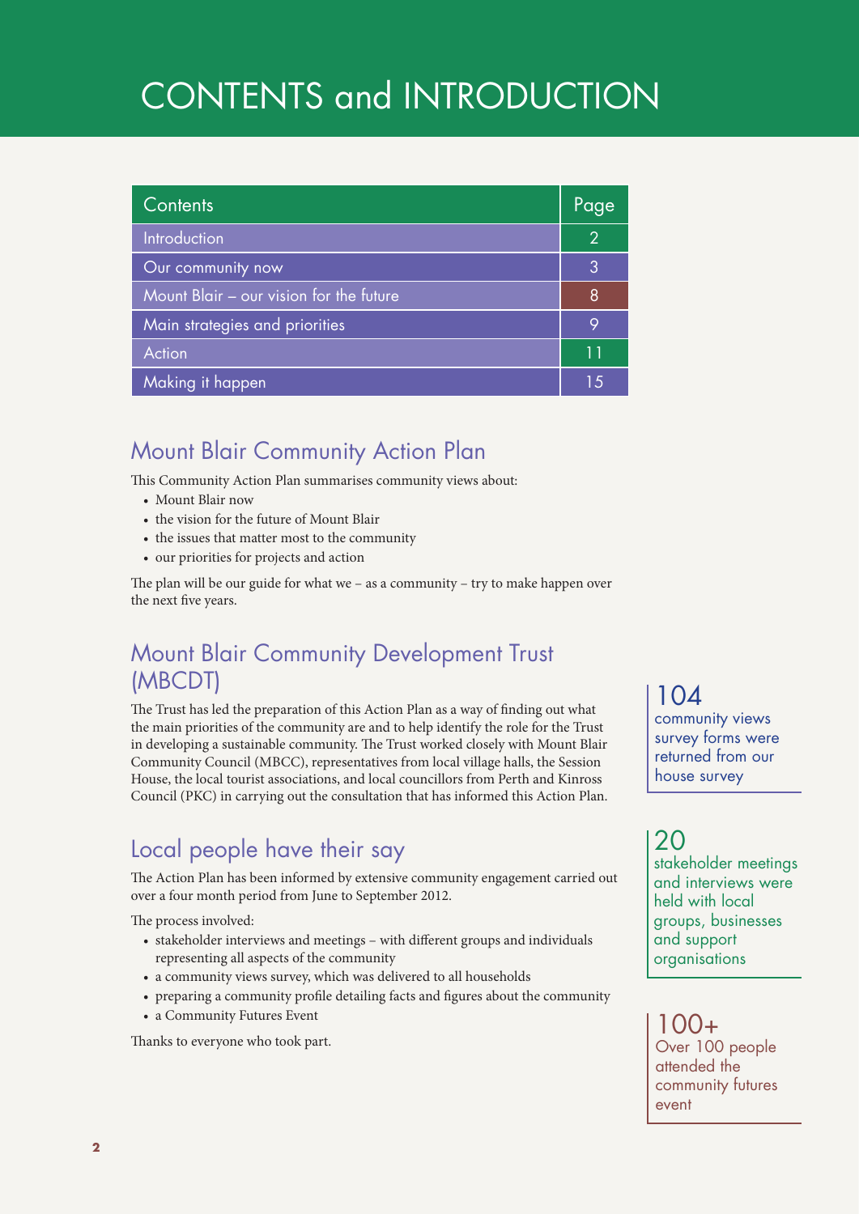# CONTENTS and INTRODUCTION

| Contents | Page |
|---|---|
| Introduction | 2 |
| Our community now | 3 |
| Mount Blair – our vision for the future | 8 |
| Main strategies and priorities | 9 |
| Action | 11 |
| Making it happen | 15 |

## Mount Blair Community Action Plan

This Community Action Plan summarises community views about:

- Mount Blair now
- the vision for the future of Mount Blair
- the issues that matter most to the community
- our priorities for projects and action

The plan will be our guide for what we – as a community – try to make happen over the next five years.

## Mount Blair Community Development Trust (MBCDT)

The Trust has led the preparation of this Action Plan as a way of finding out what the main priorities of the community are and to help identify the role for the Trust in developing a sustainable community. The Trust worked closely with Mount Blair Community Council (MBCC), representatives from local village halls, the Session House, the local tourist associations, and local councillors from Perth and Kinross Council (PKC) in carrying out the consultation that has informed this Action Plan.

## Local people have their say

The Action Plan has been informed by extensive community engagement carried out over a four month period from June to September 2012.

The process involved:

- stakeholder interviews and meetings – with different groups and individuals representing all aspects of the community
- a community views survey, which was delivered to all households
- preparing a community profile detailing facts and figures about the community
- a Community Futures Event

Thanks to everyone who took part.

**104**
community views survey forms were returned from our house survey

**20**
stakeholder meetings and interviews were held with local groups, businesses and support organisations

**100+**
Over 100 people attended the community futures event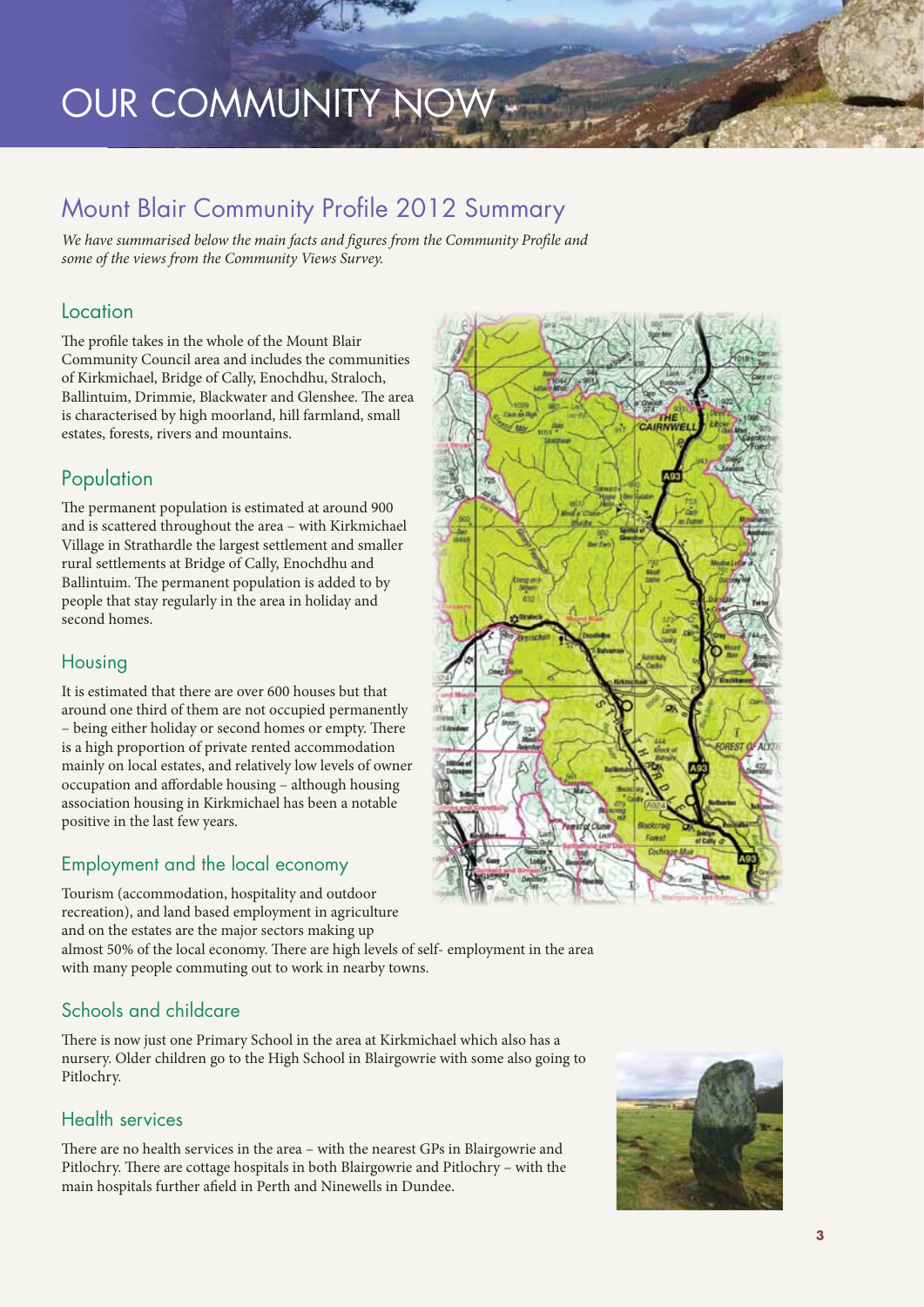# OUR COMMUNITY NOW

## Mount Blair Community Profile 2012 Summary

*We have summarised below the main facts and figures from the Community Profile and some of the views from the Community Views Survey.*

### Location

The profile takes in the whole of the Mount Blair Community Council area and includes the communities of Kirkmichael, Bridge of Cally, Enochdhu, Straloch, Ballintuim, Drimmie, Blackwater and Glenshee. The area is characterised by high moorland, hill farmland, small estates, forests, rivers and mountains.

### Population

The permanent population is estimated at around 900 and is scattered throughout the area – with Kirkmichael Village in Strathardle the largest settlement and smaller rural settlements at Bridge of Cally, Enochdhu and Ballintuim. The permanent population is added to by people that stay regularly in the area in holiday and second homes.

### Housing

It is estimated that there are over 600 houses but that around one third of them are not occupied permanently – being either holiday or second homes or empty. There is a high proportion of private rented accommodation mainly on local estates, and relatively low levels of owner occupation and affordable housing – although housing association housing in Kirkmichael has been a notable positive in the last few years.

### Employment and the local economy

Tourism (accommodation, hospitality and outdoor recreation), and land based employment in agriculture and on the estates are the major sectors making up almost 50% of the local economy. There are high levels of self- employment in the area with many people commuting out to work in nearby towns.

### Schools and childcare

There is now just one Primary School in the area at Kirkmichael which also has a nursery. Older children go to the High School in Blairgowrie with some also going to Pitlochry.

### Health services

There are no health services in the area – with the nearest GPs in Blairgowrie and Pitlochry. There are cottage hospitals in both Blairgowrie and Pitlochry – with the main hospitals further afield in Perth and Ninewells in Dundee.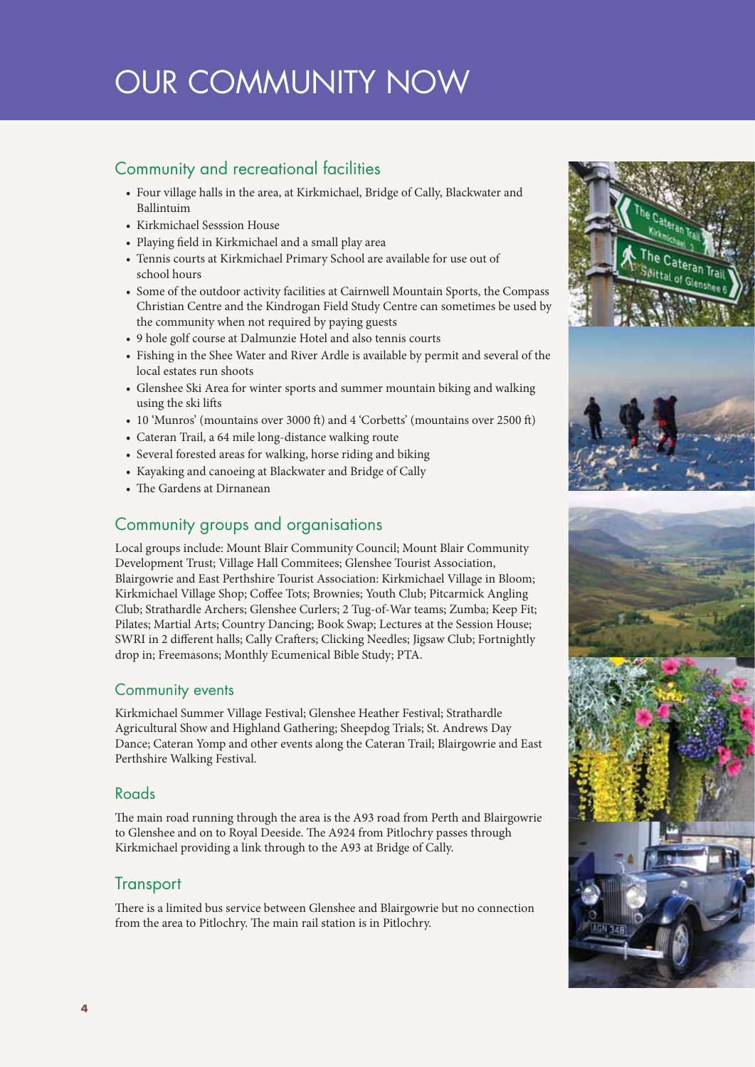# OUR COMMUNITY NOW

## Community and recreational facilities

- Four village halls in the area, at Kirkmichael, Bridge of Cally, Blackwater and Ballintuim
- Kirkmichael Sesssion House
- Playing field in Kirkmichael and a small play area
- Tennis courts at Kirkmichael Primary School are available for use out of school hours
- Some of the outdoor activity facilities at Cairnwell Mountain Sports, the Compass Christian Centre and the Kindrogan Field Study Centre can sometimes be used by the community when not required by paying guests
- 9 hole golf course at Dalmunzie Hotel and also tennis courts
- Fishing in the Shee Water and River Ardle is available by permit and several of the local estates run shoots
- Glenshee Ski Area for winter sports and summer mountain biking and walking using the ski lifts
- 10 'Munros' (mountains over 3000 ft) and 4 'Corbetts' (mountains over 2500 ft)
- Cateran Trail, a 64 mile long-distance walking route
- Several forested areas for walking, horse riding and biking
- Kayaking and canoeing at Blackwater and Bridge of Cally
- The Gardens at Dirnanean

## Community groups and organisations

Local groups include: Mount Blair Community Council; Mount Blair Community Development Trust; Village Hall Commitees; Glenshee Tourist Association, Blairgowrie and East Perthshire Tourist Association: Kirkmichael Village in Bloom; Kirkmichael Village Shop; Coffee Tots; Brownies; Youth Club; Pitcarmick Angling Club; Strathardle Archers; Glenshee Curlers; 2 Tug-of-War teams; Zumba; Keep Fit; Pilates; Martial Arts; Country Dancing; Book Swap; Lectures at the Session House; SWRI in 2 different halls; Cally Crafters; Clicking Needles; Jigsaw Club; Fortnightly drop in; Freemasons; Monthly Ecumenical Bible Study; PTA.

## Community events

Kirkmichael Summer Village Festival; Glenshee Heather Festival; Strathardle Agricultural Show and Highland Gathering; Sheepdog Trials; St. Andrews Day Dance; Cateran Yomp and other events along the Cateran Trail; Blairgowrie and East Perthshire Walking Festival.

## Roads

The main road running through the area is the A93 road from Perth and Blairgowrie to Glenshee and on to Royal Deeside. The A924 from Pitlochry passes through Kirkmichael providing a link through to the A93 at Bridge of Cally.

## Transport

There is a limited bus service between Glenshee and Blairgowrie but no connection from the area to Pitlochry. The main rail station is in Pitlochry.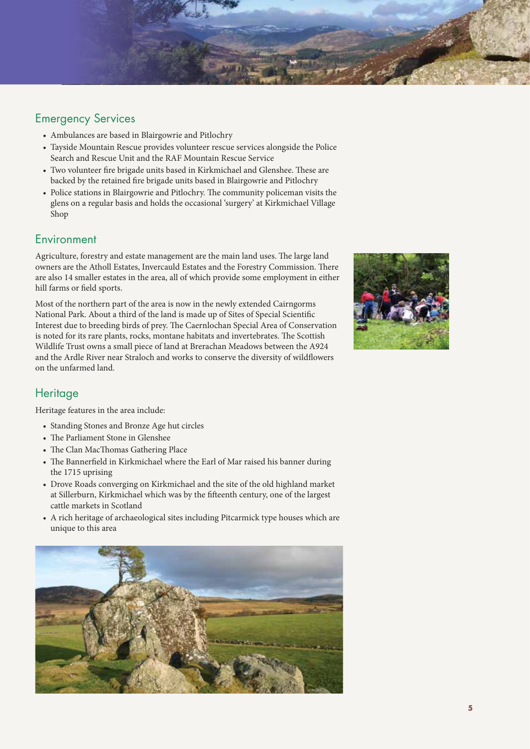## Emergency Services

- Ambulances are based in Blairgowrie and Pitlochry
- Tayside Mountain Rescue provides volunteer rescue services alongside the Police Search and Rescue Unit and the RAF Mountain Rescue Service
- Two volunteer fire brigade units based in Kirkmichael and Glenshee. These are backed by the retained fire brigade units based in Blairgowrie and Pitlochry
- Police stations in Blairgowrie and Pitlochry. The community policeman visits the glens on a regular basis and holds the occasional 'surgery' at Kirkmichael Village Shop

## Environment

Agriculture, forestry and estate management are the main land uses. The large land owners are the Atholl Estates, Invercauld Estates and the Forestry Commission. There are also 14 smaller estates in the area, all of which provide some employment in either hill farms or field sports.

Most of the northern part of the area is now in the newly extended Cairngorms National Park. About a third of the land is made up of Sites of Special Scientific Interest due to breeding birds of prey. The Caernlochan Special Area of Conservation is noted for its rare plants, rocks, montane habitats and invertebrates. The Scottish Wildlife Trust owns a small piece of land at Brerachan Meadows between the A924 and the Ardle River near Straloch and works to conserve the diversity of wildflowers on the unfarmed land.

## Heritage

Heritage features in the area include:

- Standing Stones and Bronze Age hut circles
- The Parliament Stone in Glenshee
- The Clan MacThomas Gathering Place
- The Bannerfield in Kirkmichael where the Earl of Mar raised his banner during the 1715 uprising
- Drove Roads converging on Kirkmichael and the site of the old highland market at Sillerburn, Kirkmichael which was by the fifteenth century, one of the largest cattle markets in Scotland
- A rich heritage of archaeological sites including Pitcarmick type houses which are unique to this area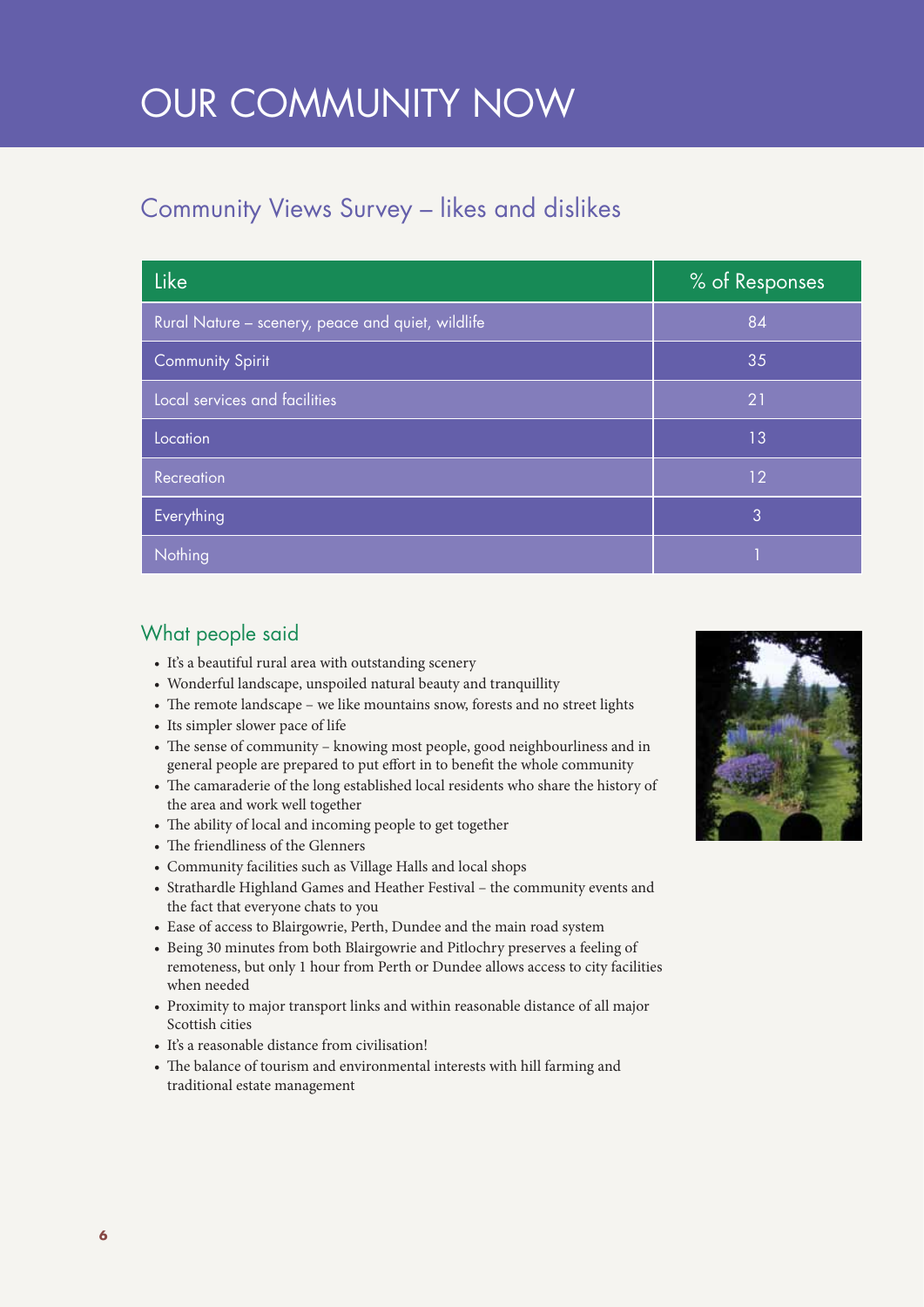# OUR COMMUNITY NOW

## Community Views Survey – likes and dislikes

| Like | % of Responses |
|---|---|
| Rural Nature – scenery, peace and quiet, wildlife | 84 |
| Community Spirit | 35 |
| Local services and facilities | 21 |
| Location | 13 |
| Recreation | 12 |
| Everything | 3 |
| Nothing | 1 |

### What people said

- It's a beautiful rural area with outstanding scenery
- Wonderful landscape, unspoiled natural beauty and tranquillity
- The remote landscape – we like mountains snow, forests and no street lights
- Its simpler slower pace of life
- The sense of community – knowing most people, good neighbourliness and in general people are prepared to put effort in to benefit the whole community
- The camaraderie of the long established local residents who share the history of the area and work well together
- The ability of local and incoming people to get together
- The friendliness of the Glenners
- Community facilities such as Village Halls and local shops
- Strathardle Highland Games and Heather Festival – the community events and the fact that everyone chats to you
- Ease of access to Blairgowrie, Perth, Dundee and the main road system
- Being 30 minutes from both Blairgowrie and Pitlochry preserves a feeling of remoteness, but only 1 hour from Perth or Dundee allows access to city facilities when needed
- Proximity to major transport links and within reasonable distance of all major Scottish cities
- It's a reasonable distance from civilisation!
- The balance of tourism and environmental interests with hill farming and traditional estate management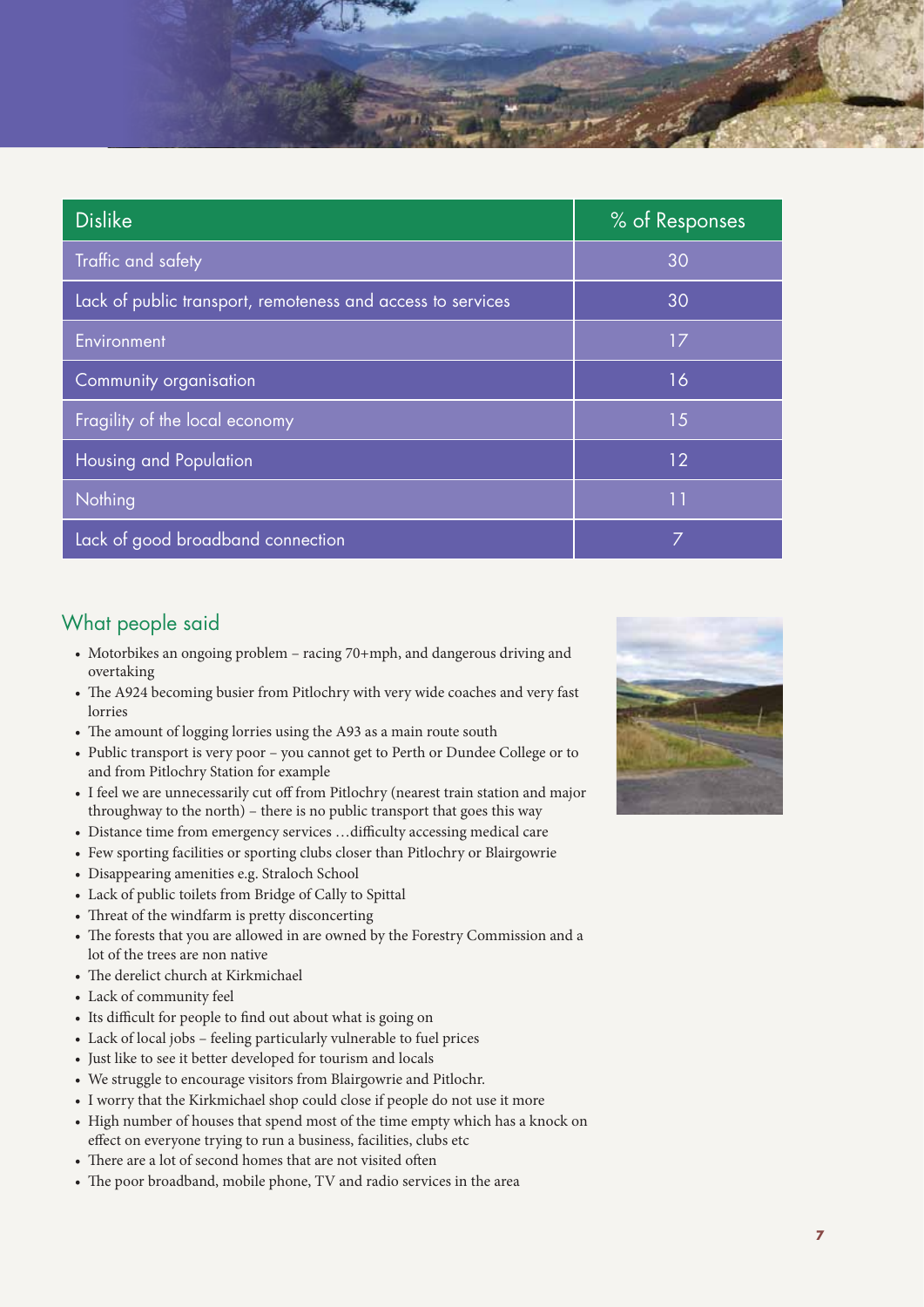| Dislike | % of Responses |
|---|---|
| Traffic and safety | 30 |
| Lack of public transport, remoteness and access to services | 30 |
| Environment | 17 |
| Community organisation | 16 |
| Fragility of the local economy | 15 |
| Housing and Population | 12 |
| Nothing | 11 |
| Lack of good broadband connection | 7 |

## What people said

- Motorbikes an ongoing problem – racing 70+mph, and dangerous driving and overtaking
- The A924 becoming busier from Pitlochry with very wide coaches and very fast lorries
- The amount of logging lorries using the A93 as a main route south
- Public transport is very poor – you cannot get to Perth or Dundee College or to and from Pitlochry Station for example
- I feel we are unnecessarily cut off from Pitlochry (nearest train station and major throughway to the north) – there is no public transport that goes this way
- Distance time from emergency services …difficulty accessing medical care
- Few sporting facilities or sporting clubs closer than Pitlochry or Blairgowrie
- Disappearing amenities e.g. Straloch School
- Lack of public toilets from Bridge of Cally to Spittal
- Threat of the windfarm is pretty disconcerting
- The forests that you are allowed in are owned by the Forestry Commission and a lot of the trees are non native
- The derelict church at Kirkmichael
- Lack of community feel
- Its difficult for people to find out about what is going on
- Lack of local jobs – feeling particularly vulnerable to fuel prices
- Just like to see it better developed for tourism and locals
- We struggle to encourage visitors from Blairgowrie and Pitlochr.
- I worry that the Kirkmichael shop could close if people do not use it more
- High number of houses that spend most of the time empty which has a knock on effect on everyone trying to run a business, facilities, clubs etc
- There are a lot of second homes that are not visited often
- The poor broadband, mobile phone, TV and radio services in the area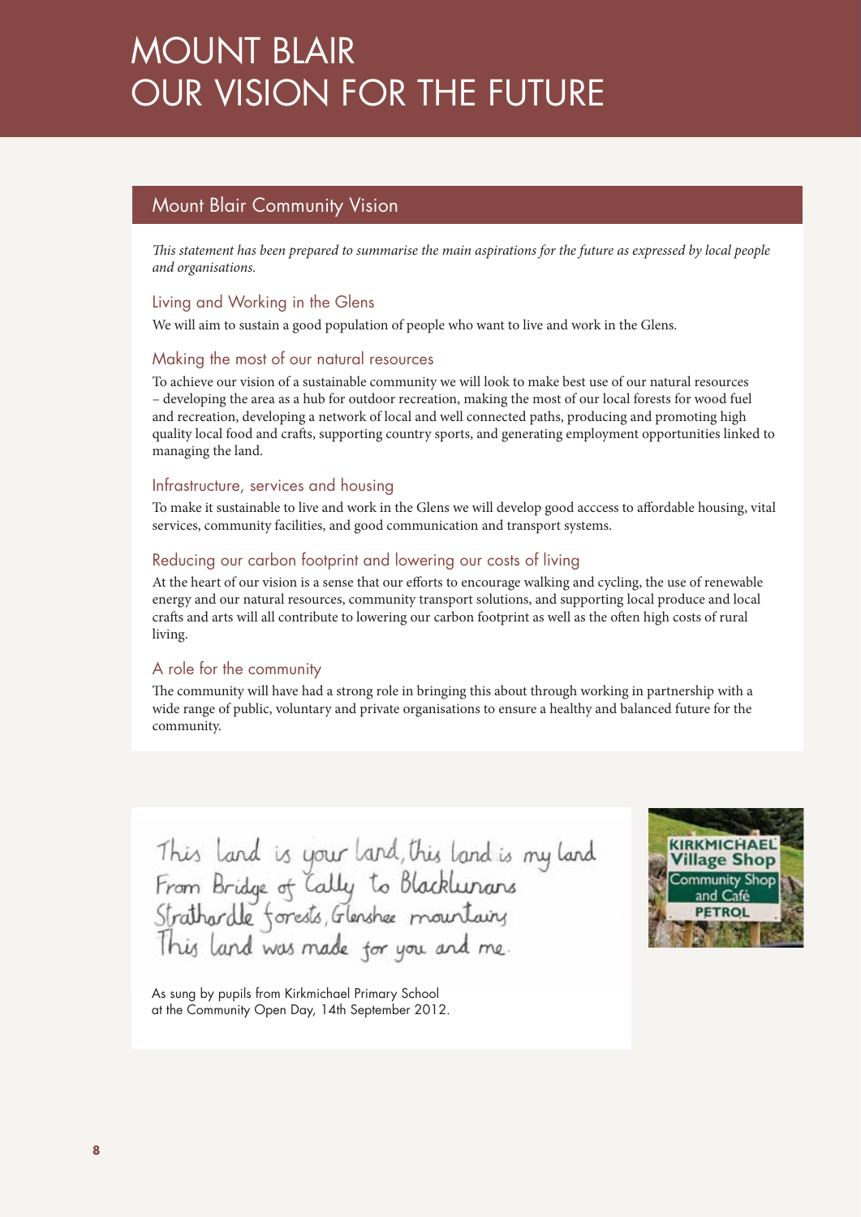# MOUNT BLAIR OUR VISION FOR THE FUTURE

## Mount Blair Community Vision

*This statement has been prepared to summarise the main aspirations for the future as expressed by local people and organisations.*

### Living and Working in the Glens

We will aim to sustain a good population of people who want to live and work in the Glens.

### Making the most of our natural resources

To achieve our vision of a sustainable community we will look to make best use of our natural resources – developing the area as a hub for outdoor recreation, making the most of our local forests for wood fuel and recreation, developing a network of local and well connected paths, producing and promoting high quality local food and crafts, supporting country sports, and generating employment opportunities linked to managing the land.

### Infrastructure, services and housing

To make it sustainable to live and work in the Glens we will develop good acccess to affordable housing, vital services, community facilities, and good communication and transport systems.

### Reducing our carbon footprint and lowering our costs of living

At the heart of our vision is a sense that our efforts to encourage walking and cycling, the use of renewable energy and our natural resources, community transport solutions, and supporting local produce and local crafts and arts will all contribute to lowering our carbon footprint as well as the often high costs of rural living.

### A role for the community

The community will have had a strong role in bringing this about through working in partnership with a wide range of public, voluntary and private organisations to ensure a healthy and balanced future for the community.

This land is your land, this land is my land
From Bridge of Cally to Blacklunans
Strathardle forests, Glenshee mountains
This land was made for you and me.

As sung by pupils from Kirkmichael Primary School at the Community Open Day, 14th September 2012.

KIRKMICHAEL Village Shop
Community Shop and Café
PETROL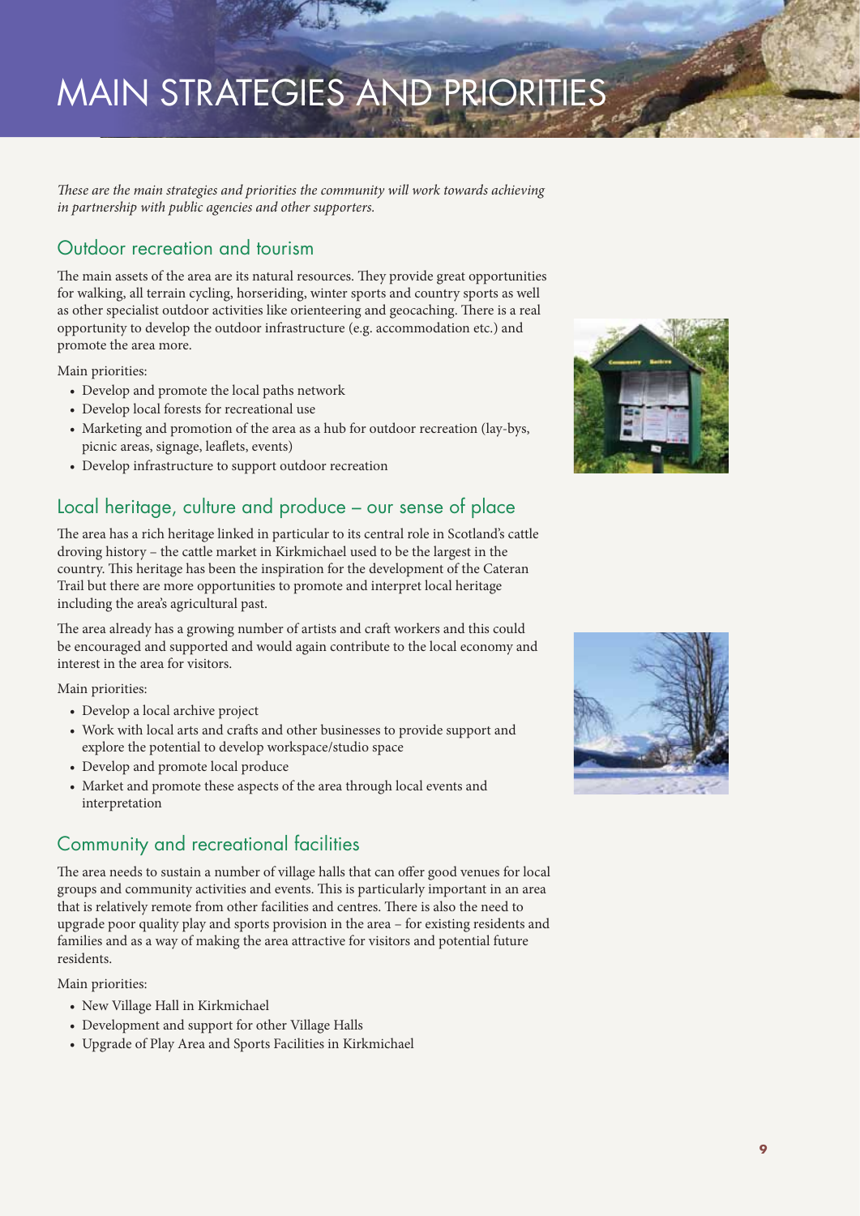# MAIN STRATEGIES AND PRIORITIES

*These are the main strategies and priorities the community will work towards achieving in partnership with public agencies and other supporters.*

## Outdoor recreation and tourism

The main assets of the area are its natural resources. They provide great opportunities for walking, all terrain cycling, horseriding, winter sports and country sports as well as other specialist outdoor activities like orienteering and geocaching. There is a real opportunity to develop the outdoor infrastructure (e.g. accommodation etc.) and promote the area more.

Main priorities:

- Develop and promote the local paths network
- Develop local forests for recreational use
- Marketing and promotion of the area as a hub for outdoor recreation (lay-bys, picnic areas, signage, leaflets, events)
- Develop infrastructure to support outdoor recreation

## Local heritage, culture and produce – our sense of place

The area has a rich heritage linked in particular to its central role in Scotland's cattle droving history – the cattle market in Kirkmichael used to be the largest in the country. This heritage has been the inspiration for the development of the Cateran Trail but there are more opportunities to promote and interpret local heritage including the area's agricultural past.

The area already has a growing number of artists and craft workers and this could be encouraged and supported and would again contribute to the local economy and interest in the area for visitors.

Main priorities:

- Develop a local archive project
- Work with local arts and crafts and other businesses to provide support and explore the potential to develop workspace/studio space
- Develop and promote local produce
- Market and promote these aspects of the area through local events and interpretation

## Community and recreational facilities

The area needs to sustain a number of village halls that can offer good venues for local groups and community activities and events. This is particularly important in an area that is relatively remote from other facilities and centres. There is also the need to upgrade poor quality play and sports provision in the area – for existing residents and families and as a way of making the area attractive for visitors and potential future residents.

Main priorities:

- New Village Hall in Kirkmichael
- Development and support for other Village Halls
- Upgrade of Play Area and Sports Facilities in Kirkmichael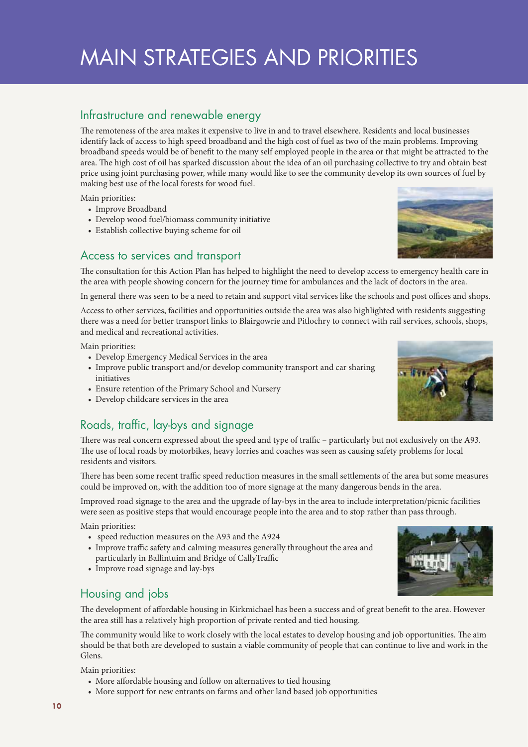# MAIN STRATEGIES AND PRIORITIES

## Infrastructure and renewable energy

The remoteness of the area makes it expensive to live in and to travel elsewhere. Residents and local businesses identify lack of access to high speed broadband and the high cost of fuel as two of the main problems. Improving broadband speeds would be of benefit to the many self employed people in the area or that might be attracted to the area. The high cost of oil has sparked discussion about the idea of an oil purchasing collective to try and obtain best price using joint purchasing power, while many would like to see the community develop its own sources of fuel by making best use of the local forests for wood fuel.

Main priorities:

- Improve Broadband
- Develop wood fuel/biomass community initiative
- Establish collective buying scheme for oil

## Access to services and transport

The consultation for this Action Plan has helped to highlight the need to develop access to emergency health care in the area with people showing concern for the journey time for ambulances and the lack of doctors in the area.

In general there was seen to be a need to retain and support vital services like the schools and post offices and shops.

Access to other services, facilities and opportunities outside the area was also highlighted with residents suggesting there was a need for better transport links to Blairgowrie and Pitlochry to connect with rail services, schools, shops, and medical and recreational activities.

Main priorities:

- Develop Emergency Medical Services in the area
- Improve public transport and/or develop community transport and car sharing initiatives
- Ensure retention of the Primary School and Nursery
- Develop childcare services in the area

## Roads, traffic, lay-bys and signage

There was real concern expressed about the speed and type of traffic – particularly but not exclusively on the A93. The use of local roads by motorbikes, heavy lorries and coaches was seen as causing safety problems for local residents and visitors.

There has been some recent traffic speed reduction measures in the small settlements of the area but some measures could be improved on, with the addition too of more signage at the many dangerous bends in the area.

Improved road signage to the area and the upgrade of lay-bys in the area to include interpretation/picnic facilities were seen as positive steps that would encourage people into the area and to stop rather than pass through.

Main priorities:

- speed reduction measures on the A93 and the A924
- Improve traffic safety and calming measures generally throughout the area and particularly in Ballintuim and Bridge of CallyTraffic
- Improve road signage and lay-bys

## Housing and jobs

The development of affordable housing in Kirkmichael has been a success and of great benefit to the area. However the area still has a relatively high proportion of private rented and tied housing.

The community would like to work closely with the local estates to develop housing and job opportunities. The aim should be that both are developed to sustain a viable community of people that can continue to live and work in the Glens.

Main priorities:

- More affordable housing and follow on alternatives to tied housing
- More support for new entrants on farms and other land based job opportunities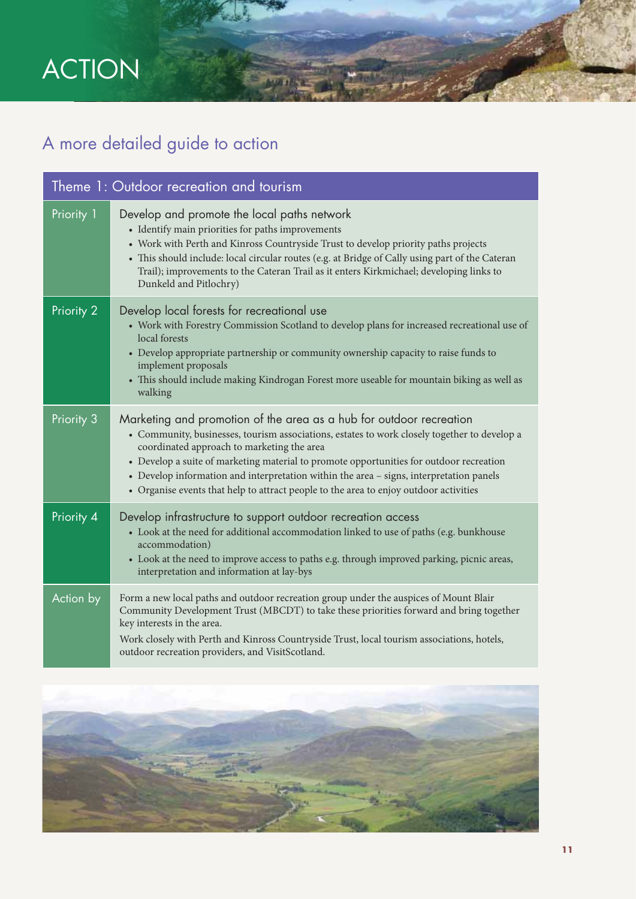# ACTION

## A more detailed guide to action

| Theme 1: Outdoor recreation and tourism | |
|---|---|
| Priority 1 | Develop and promote the local paths network<br>• Identify main priorities for paths improvements<br>• Work with Perth and Kinross Countryside Trust to develop priority paths projects<br>• This should include: local circular routes (e.g. at Bridge of Cally using part of the Cateran Trail); improvements to the Cateran Trail as it enters Kirkmichael; developing links to Dunkeld and Pitlochry) |
| Priority 2 | Develop local forests for recreational use<br>• Work with Forestry Commission Scotland to develop plans for increased recreational use of local forests<br>• Develop appropriate partnership or community ownership capacity to raise funds to implement proposals<br>• This should include making Kindrogan Forest more useable for mountain biking as well as walking |
| Priority 3 | Marketing and promotion of the area as a hub for outdoor recreation<br>• Community, businesses, tourism associations, estates to work closely together to develop a coordinated approach to marketing the area<br>• Develop a suite of marketing material to promote opportunities for outdoor recreation<br>• Develop information and interpretation within the area – signs, interpretation panels<br>• Organise events that help to attract people to the area to enjoy outdoor activities |
| Priority 4 | Develop infrastructure to support outdoor recreation access<br>• Look at the need for additional accommodation linked to use of paths (e.g. bunkhouse accommodation)<br>• Look at the need to improve access to paths e.g. through improved parking, picnic areas, interpretation and information at lay-bys |
| Action by | Form a new local paths and outdoor recreation group under the auspices of Mount Blair Community Development Trust (MBCDT) to take these priorities forward and bring together key interests in the area.<br>Work closely with Perth and Kinross Countryside Trust, local tourism associations, hotels, outdoor recreation providers, and VisitScotland. |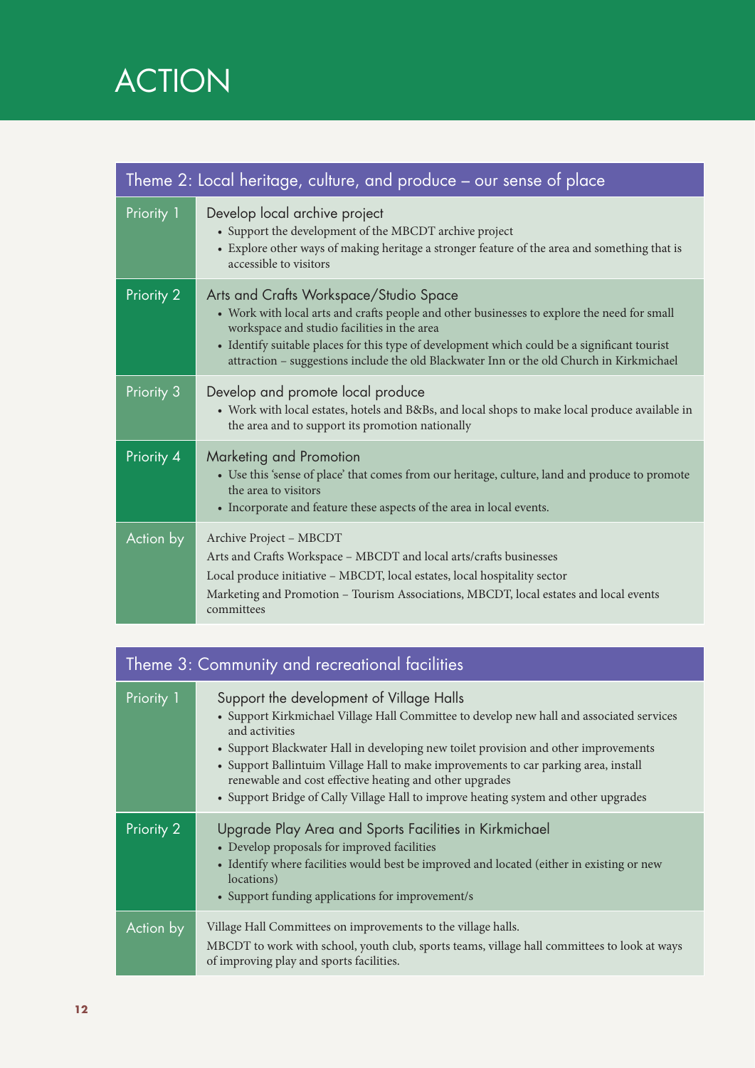# ACTION

## Theme 2: Local heritage, culture, and produce – our sense of place

| | |
|---|---|
| Priority 1 | **Develop local archive project**<br>• Support the development of the MBCDT archive project<br>• Explore other ways of making heritage a stronger feature of the area and something that is accessible to visitors |
| Priority 2 | **Arts and Crafts Workspace/Studio Space**<br>• Work with local arts and crafts people and other businesses to explore the need for small workspace and studio facilities in the area<br>• Identify suitable places for this type of development which could be a significant tourist attraction – suggestions include the old Blackwater Inn or the old Church in Kirkmichael |
| Priority 3 | **Develop and promote local produce**<br>• Work with local estates, hotels and B&Bs, and local shops to make local produce available in the area and to support its promotion nationally |
| Priority 4 | **Marketing and Promotion**<br>• Use this 'sense of place' that comes from our heritage, culture, land and produce to promote the area to visitors<br>• Incorporate and feature these aspects of the area in local events. |
| Action by | Archive Project – MBCDT<br>Arts and Crafts Workspace – MBCDT and local arts/crafts businesses<br>Local produce initiative – MBCDT, local estates, local hospitality sector<br>Marketing and Promotion – Tourism Associations, MBCDT, local estates and local events committees |

## Theme 3: Community and recreational facilities

| | |
|---|---|
| Priority 1 | **Support the development of Village Halls**<br>• Support Kirkmichael Village Hall Committee to develop new hall and associated services and activities<br>• Support Blackwater Hall in developing new toilet provision and other improvements<br>• Support Ballintuim Village Hall to make improvements to car parking area, install renewable and cost effective heating and other upgrades<br>• Support Bridge of Cally Village Hall to improve heating system and other upgrades |
| Priority 2 | **Upgrade Play Area and Sports Facilities in Kirkmichael**<br>• Develop proposals for improved facilities<br>• Identify where facilities would best be improved and located (either in existing or new locations)<br>• Support funding applications for improvement/s |
| Action by | Village Hall Committees on improvements to the village halls.<br>MBCDT to work with school, youth club, sports teams, village hall committees to look at ways of improving play and sports facilities. |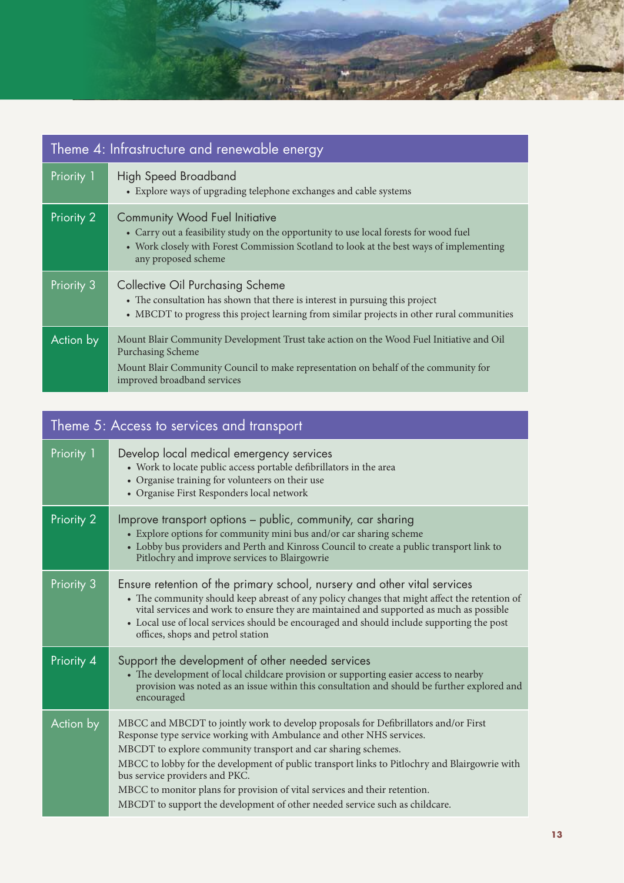## Theme 4: Infrastructure and renewable energy

| | |
|---|---|
| Priority 1 | High Speed Broadband<br>• Explore ways of upgrading telephone exchanges and cable systems |
| Priority 2 | Community Wood Fuel Initiative<br>• Carry out a feasibility study on the opportunity to use local forests for wood fuel<br>• Work closely with Forest Commission Scotland to look at the best ways of implementing any proposed scheme |
| Priority 3 | Collective Oil Purchasing Scheme<br>• The consultation has shown that there is interest in pursuing this project<br>• MBCDT to progress this project learning from similar projects in other rural communities |
| Action by | Mount Blair Community Development Trust take action on the Wood Fuel Initiative and Oil Purchasing Scheme<br>Mount Blair Community Council to make representation on behalf of the community for improved broadband services |

## Theme 5: Access to services and transport

| | |
|---|---|
| Priority 1 | Develop local medical emergency services<br>• Work to locate public access portable defibrillators in the area<br>• Organise training for volunteers on their use<br>• Organise First Responders local network |
| Priority 2 | Improve transport options – public, community, car sharing<br>• Explore options for community mini bus and/or car sharing scheme<br>• Lobby bus providers and Perth and Kinross Council to create a public transport link to Pitlochry and improve services to Blairgowrie |
| Priority 3 | Ensure retention of the primary school, nursery and other vital services<br>• The community should keep abreast of any policy changes that might affect the retention of vital services and work to ensure they are maintained and supported as much as possible<br>• Local use of local services should be encouraged and should include supporting the post offices, shops and petrol station |
| Priority 4 | Support the development of other needed services<br>• The development of local childcare provision or supporting easier access to nearby provision was noted as an issue within this consultation and should be further explored and encouraged |
| Action by | MBCC and MBCDT to jointly work to develop proposals for Defibrillators and/or First Response type service working with Ambulance and other NHS services.<br>MBCDT to explore community transport and car sharing schemes.<br>MBCC to lobby for the development of public transport links to Pitlochry and Blairgowrie with bus service providers and PKC.<br>MBCC to monitor plans for provision of vital services and their retention.<br>MBCDT to support the development of other needed service such as childcare. |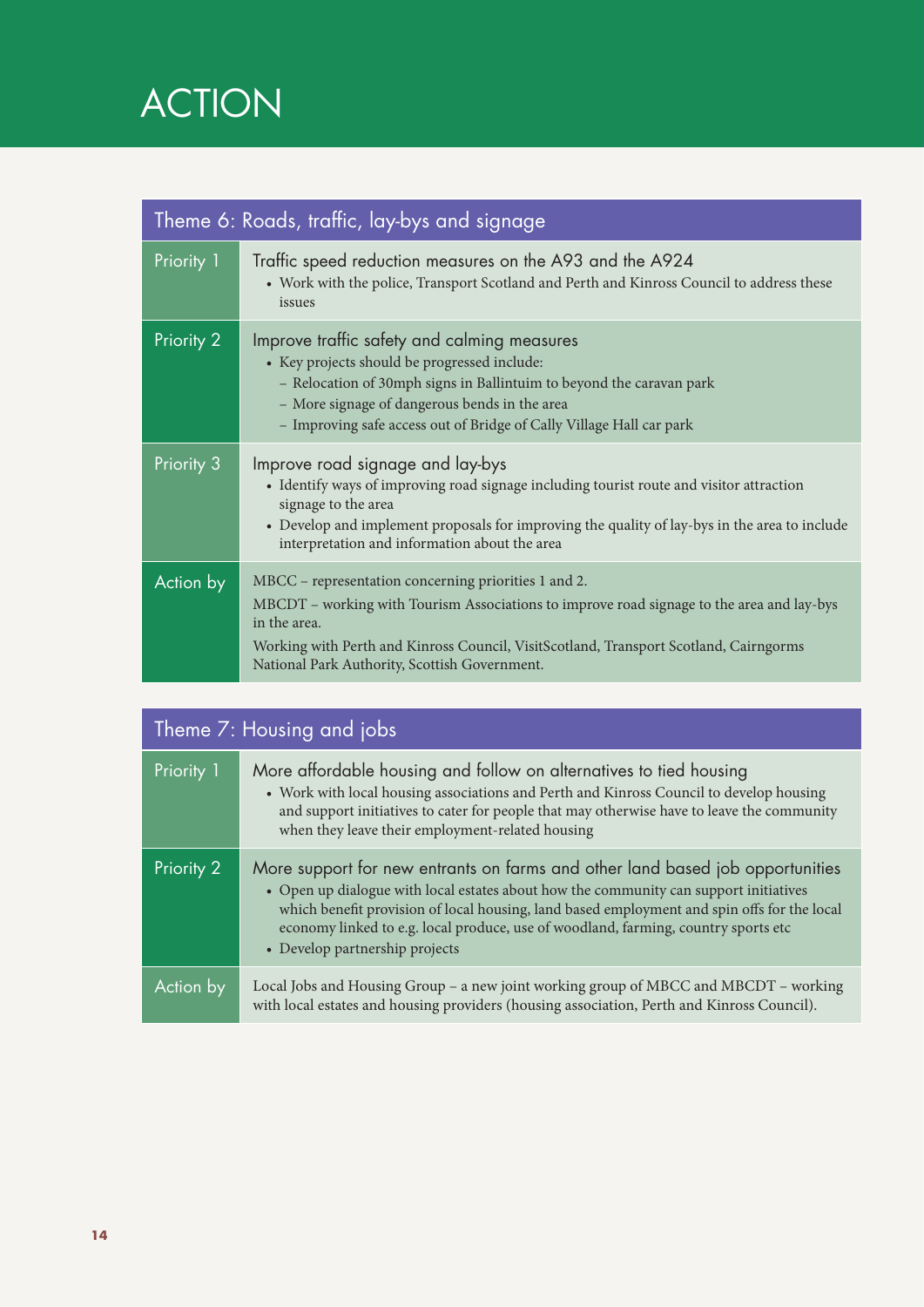# ACTION

| Theme 6: Roads, traffic, lay-bys and signage | |
|---|---|
| Priority 1 | Traffic speed reduction measures on the A93 and the A924<br>• Work with the police, Transport Scotland and Perth and Kinross Council to address these issues |
| Priority 2 | Improve traffic safety and calming measures<br>• Key projects should be progressed include:<br>– Relocation of 30mph signs in Ballintuim to beyond the caravan park<br>– More signage of dangerous bends in the area<br>– Improving safe access out of Bridge of Cally Village Hall car park |
| Priority 3 | Improve road signage and lay-bys<br>• Identify ways of improving road signage including tourist route and visitor attraction signage to the area<br>• Develop and implement proposals for improving the quality of lay-bys in the area to include interpretation and information about the area |
| Action by | MBCC – representation concerning priorities 1 and 2.<br>MBCDT – working with Tourism Associations to improve road signage to the area and lay-bys in the area.<br>Working with Perth and Kinross Council, VisitScotland, Transport Scotland, Cairngorms National Park Authority, Scottish Government. |

| Theme 7: Housing and jobs | |
|---|---|
| Priority 1 | More affordable housing and follow on alternatives to tied housing<br>• Work with local housing associations and Perth and Kinross Council to develop housing and support initiatives to cater for people that may otherwise have to leave the community when they leave their employment-related housing |
| Priority 2 | More support for new entrants on farms and other land based job opportunities<br>• Open up dialogue with local estates about how the community can support initiatives which benefit provision of local housing, land based employment and spin offs for the local economy linked to e.g. local produce, use of woodland, farming, country sports etc<br>• Develop partnership projects |
| Action by | Local Jobs and Housing Group – a new joint working group of MBCC and MBCDT – working with local estates and housing providers (housing association, Perth and Kinross Council). |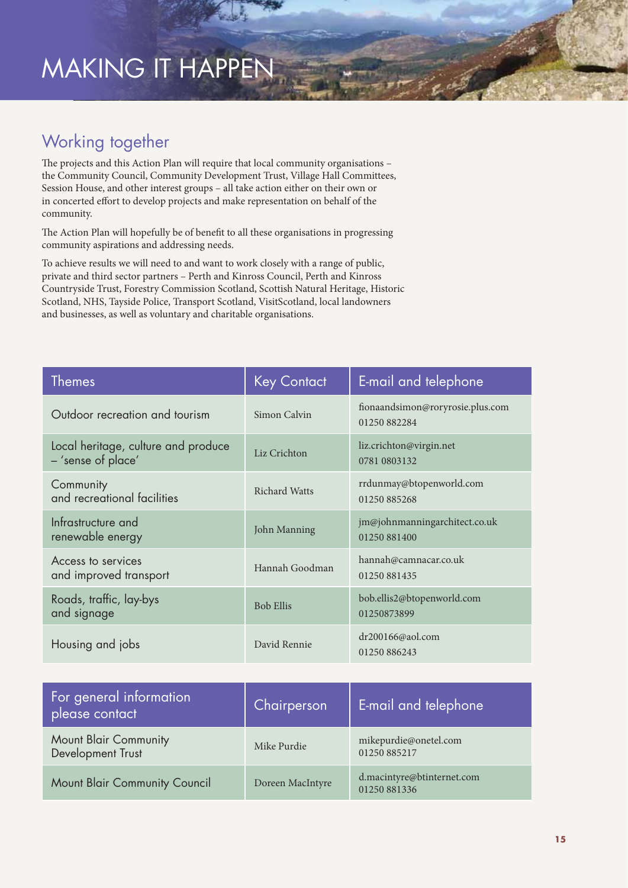# MAKING IT HAPPEN

## Working together

The projects and this Action Plan will require that local community organisations – the Community Council, Community Development Trust, Village Hall Committees, Session House, and other interest groups – all take action either on their own or in concerted effort to develop projects and make representation on behalf of the community.

The Action Plan will hopefully be of benefit to all these organisations in progressing community aspirations and addressing needs.

To achieve results we will need to and want to work closely with a range of public, private and third sector partners – Perth and Kinross Council, Perth and Kinross Countryside Trust, Forestry Commission Scotland, Scottish Natural Heritage, Historic Scotland, NHS, Tayside Police, Transport Scotland, VisitScotland, local landowners and businesses, as well as voluntary and charitable organisations.

| Themes | Key Contact | E-mail and telephone |
|---|---|---|
| Outdoor recreation and tourism | Simon Calvin | fionaandsimon@roryrosie.plus.com 01250 882284 |
| Local heritage, culture and produce – 'sense of place' | Liz Crichton | liz.crichton@virgin.net 0781 0803132 |
| Community and recreational facilities | Richard Watts | rrdunmay@btopenworld.com 01250 885268 |
| Infrastructure and renewable energy | John Manning | jm@johnmanningarchitect.co.uk 01250 881400 |
| Access to services and improved transport | Hannah Goodman | hannah@camnacar.co.uk 01250 881435 |
| Roads, traffic, lay-bys and signage | Bob Ellis | bob.ellis2@btopenworld.com 01250873899 |
| Housing and jobs | David Rennie | dr200166@aol.com 01250 886243 |

| For general information please contact | Chairperson | E-mail and telephone |
|---|---|---|
| Mount Blair Community Development Trust | Mike Purdie | mikepurdie@onetel.com 01250 885217 |
| Mount Blair Community Council | Doreen MacIntyre | d.macintyre@btinternet.com 01250 881336 |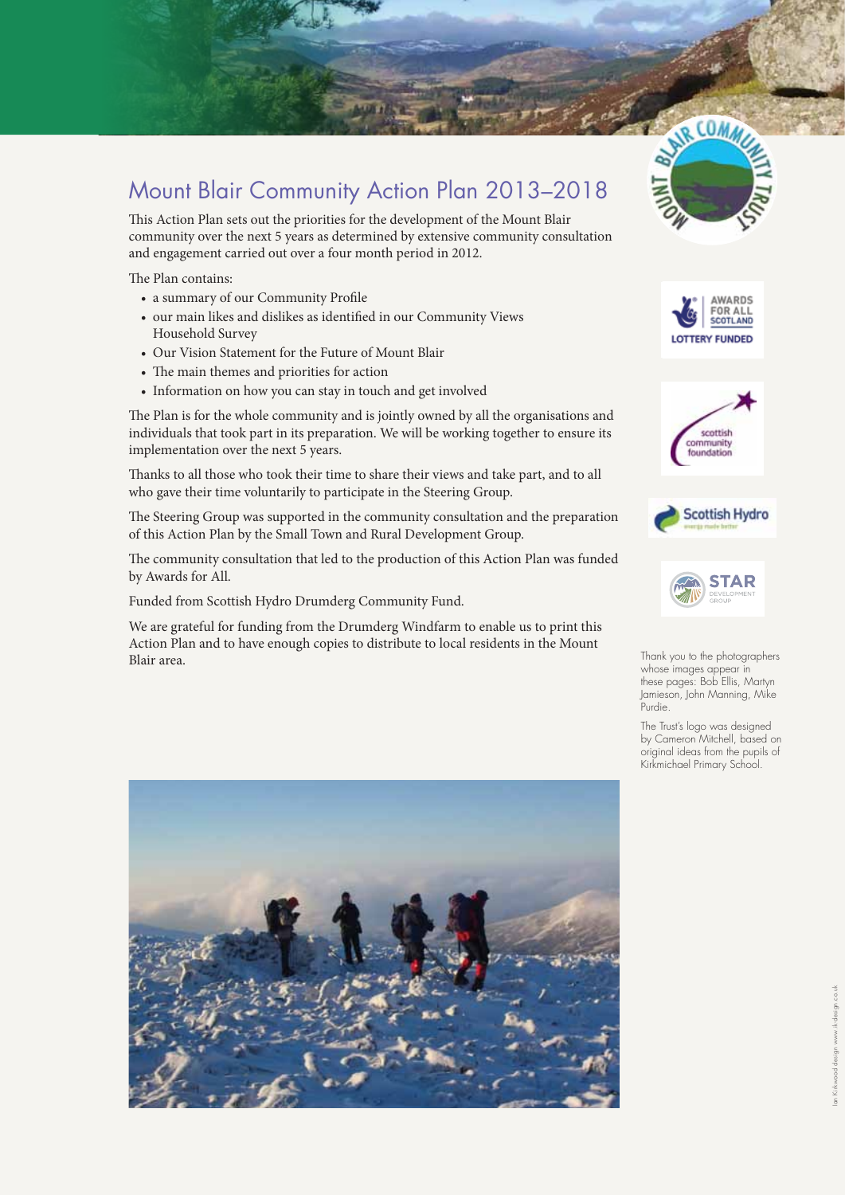# Mount Blair Community Action Plan 2013–2018

This Action Plan sets out the priorities for the development of the Mount Blair community over the next 5 years as determined by extensive community consultation and engagement carried out over a four month period in 2012.

The Plan contains:

- a summary of our Community Profile
- our main likes and dislikes as identified in our Community Views Household Survey
- Our Vision Statement for the Future of Mount Blair
- The main themes and priorities for action
- Information on how you can stay in touch and get involved

The Plan is for the whole community and is jointly owned by all the organisations and individuals that took part in its preparation. We will be working together to ensure its implementation over the next 5 years.

Thanks to all those who took their time to share their views and take part, and to all who gave their time voluntarily to participate in the Steering Group.

The Steering Group was supported in the community consultation and the preparation of this Action Plan by the Small Town and Rural Development Group.

The community consultation that led to the production of this Action Plan was funded by Awards for All.

Funded from Scottish Hydro Drumderg Community Fund.

We are grateful for funding from the Drumderg Windfarm to enable us to print this Action Plan and to have enough copies to distribute to local residents in the Mount Blair area.

Thank you to the photographers whose images appear in these pages: Bob Ellis, Martyn Jamieson, John Manning, Mike Purdie.

The Trust's logo was designed by Cameron Mitchell, based on original ideas from the pupils of Kirkmichael Primary School.

Ian Kirkwood design www.ik-design.co.uk